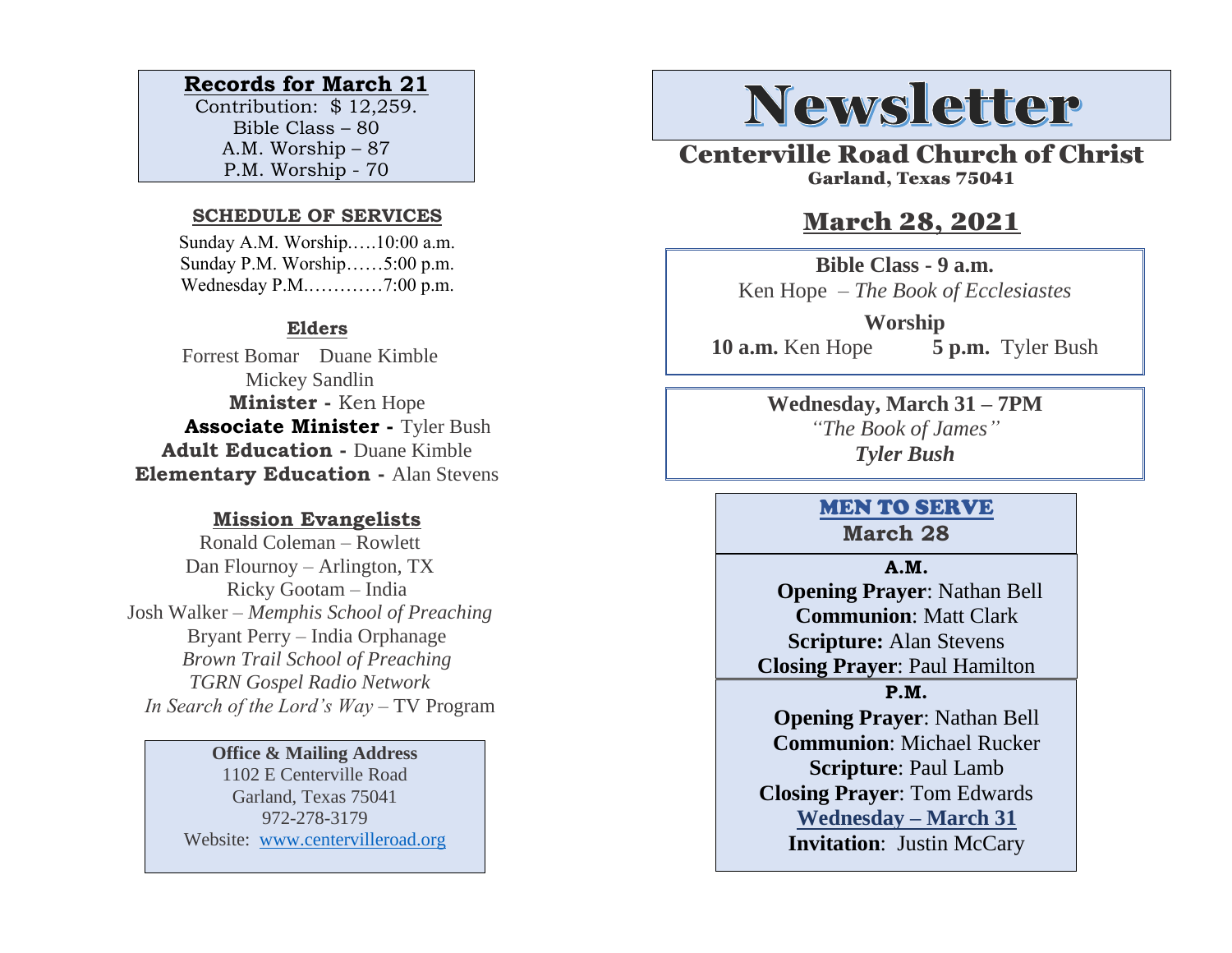**Records for March 21**

Contribution: $ 12,259.
Bible Class – 80
A.M. Worship – 87
P.M. Worship - 70

**SCHEDULE OF SERVICES**

Sunday A.M. Worship…..10:00 a.m.
Sunday P.M. Worship……5:00 p.m.
Wednesday P.M.…………7:00 p.m.

**Elders**

Forrest Bomar Duane Kimble
Mickey Sandlin

**Minister -** Ken Hope
**Associate Minister -** Tyler Bush
**Adult Education -** Duane Kimble
**Elementary Education -** Alan Stevens

**Mission Evangelists**

Ronald Coleman – Rowlett
Dan Flournoy – Arlington, TX
Ricky Gootam – India
Josh Walker – *Memphis School of Preaching*
Bryant Perry – India Orphanage
*Brown Trail School of Preaching*
*TGRN Gospel Radio Network*
*In Search of the Lord's Way* – TV Program

**Office & Mailing Address**
1102 E Centerville Road
Garland, Texas 75041
972-278-3179
Website: www.centervilleroad.org

# Newsletter

## Centerville Road Church of Christ

Garland, Texas 75041

## March 28, 2021

**Bible Class - 9 a.m.**
Ken Hope – *The Book of Ecclesiastes*

**Worship**
**10 a.m.** Ken Hope **5 p.m.** Tyler Bush

**Wednesday, March 31 – 7PM**
*"The Book of James"*
***Tyler Bush***

**MEN TO SERVE**
**March 28**

**A.M.**
**Opening Prayer**: Nathan Bell
**Communion**: Matt Clark
**Scripture:** Alan Stevens
**Closing Prayer**: Paul Hamilton

**P.M.**
**Opening Prayer**: Nathan Bell
**Communion**: Michael Rucker
**Scripture**: Paul Lamb
**Closing Prayer**: Tom Edwards

**Wednesday – March 31**
**Invitation**: Justin McCary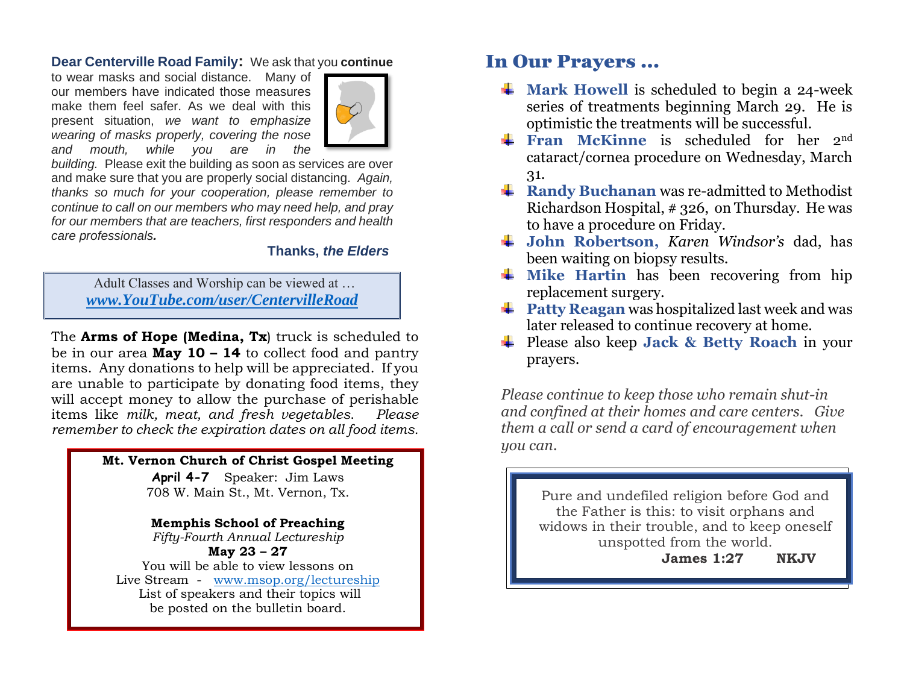**Dear Centerville Road Family:** We ask that you **continue** to wear masks and social distance. Many of our members have indicated those measures make them feel safer. As we deal with this present situation, *we want to emphasize wearing of masks properly, covering the nose and mouth, while you are in the building.* Please exit the building as soon as services are over and make sure that you are properly social distancing. *Again, thanks so much for your cooperation, please remember to continue to call on our members who may need help, and pray for our members that are teachers, first responders and health care professionals.*

**Thanks, *the Elders***

Adult Classes and Worship can be viewed at …
***www.YouTube.com/user/CentervilleRoad***

The **Arms of Hope (Medina, Tx**) truck is scheduled to be in our area **May 10 – 14** to collect food and pantry items. Any donations to help will be appreciated. If you are unable to participate by donating food items, they will accept money to allow the purchase of perishable items like *milk, meat, and fresh vegetables. Please remember to check the expiration dates on all food items.*

**Mt. Vernon Church of Christ Gospel Meeting**
**April 4-7** Speaker: Jim Laws
708 W. Main St., Mt. Vernon, Tx.

**Memphis School of Preaching**
*Fifty-Fourth Annual Lectureship*
**May 23 – 27**
You will be able to view lessons on
Live Stream - www.msop.org/lectureship
List of speakers and their topics will
be posted on the bulletin board.

# In Our Prayers …

- **Mark Howell** is scheduled to begin a 24-week series of treatments beginning March 29. He is optimistic the treatments will be successful.
- **Fran McKinne** is scheduled for her 2nd cataract/cornea procedure on Wednesday, March 31.
- **Randy Buchanan** was re-admitted to Methodist Richardson Hospital, # 326, on Thursday. He was to have a procedure on Friday.
- **John Robertson,** *Karen Windsor's* dad, has been waiting on biopsy results.
- **Mike Hartin** has been recovering from hip replacement surgery.
- **Patty Reagan** was hospitalized last week and was later released to continue recovery at home.
- Please also keep **Jack & Betty Roach** in your prayers.

*Please continue to keep those who remain shut-in and confined at their homes and care centers. Give them a call or send a card of encouragement when you can.*

Pure and undefiled religion before God and the Father is this: to visit orphans and widows in their trouble, and to keep oneself unspotted from the world.
**James 1:27 NKJV**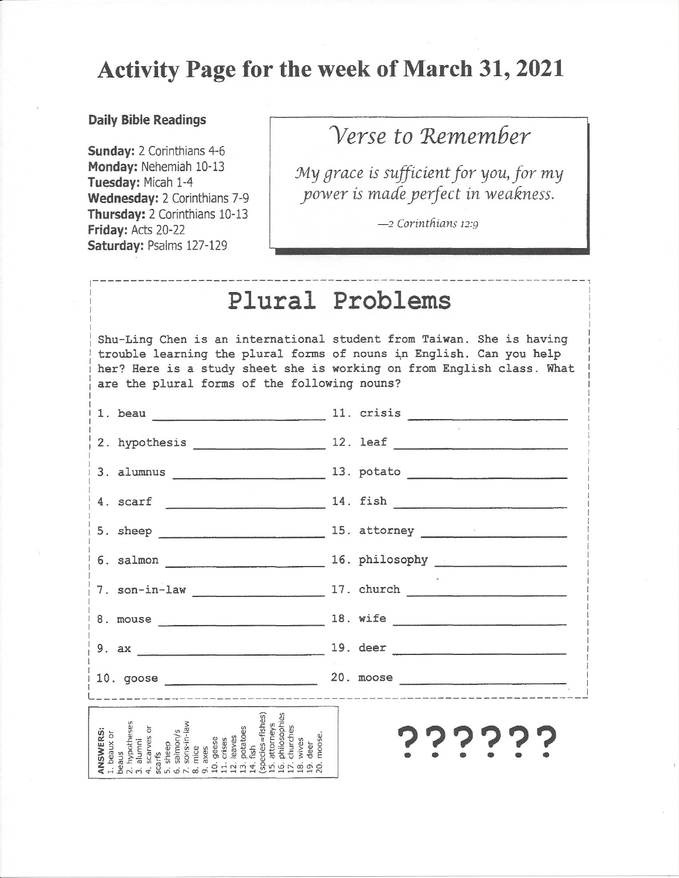# Activity Page for the week of March 31, 2021

**Daily Bible Readings**

**Sunday:** 2 Corinthians 4-6
**Monday:** Nehemiah 10-13
**Tuesday:** Micah 1-4
**Wednesday:** 2 Corinthians 7-9
**Thursday:** 2 Corinthians 10-13
**Friday:** Acts 20-22
**Saturday:** Psalms 127-129

## *Verse to Remember*

*My grace is sufficient for you, for my power is made perfect in weakness.*

*—2 Corinthians 12:9*

## Plural Problems

Shu-Ling Chen is an international student from Taiwan. She is having trouble learning the plural forms of nouns in English. Can you help her? Here is a study sheet she is working on from English class. What are the plural forms of the following nouns?

1. beau ______________
2. hypothesis ______________
3. alumnus ______________
4. scarf ______________
5. sheep ______________
6. salmon ______________
7. son-in-law ______________
8. mouse ______________
9. ax ______________
10. goose ______________
11. crisis ______________
12. leaf ______________
13. potato ______________
14. fish ______________
15. attorney ______________
16. philosophy ______________
17. church ______________
18. wife ______________
19. deer ______________
20. moose ______________

**ANSWERS:** 1. beaux or beaus 2. hypotheses 3. alumni 4. scarves or scarfs 5. sheep 6. salmon/s 7. sons-in-law 8. mice 9. axes 10. geese 11. crises 12. leaves 13. potatoes 14. fish (species=fishes) 15. attorneys 16. philosophies 17. churches 18. wives 19. deer 20. moose.

??????